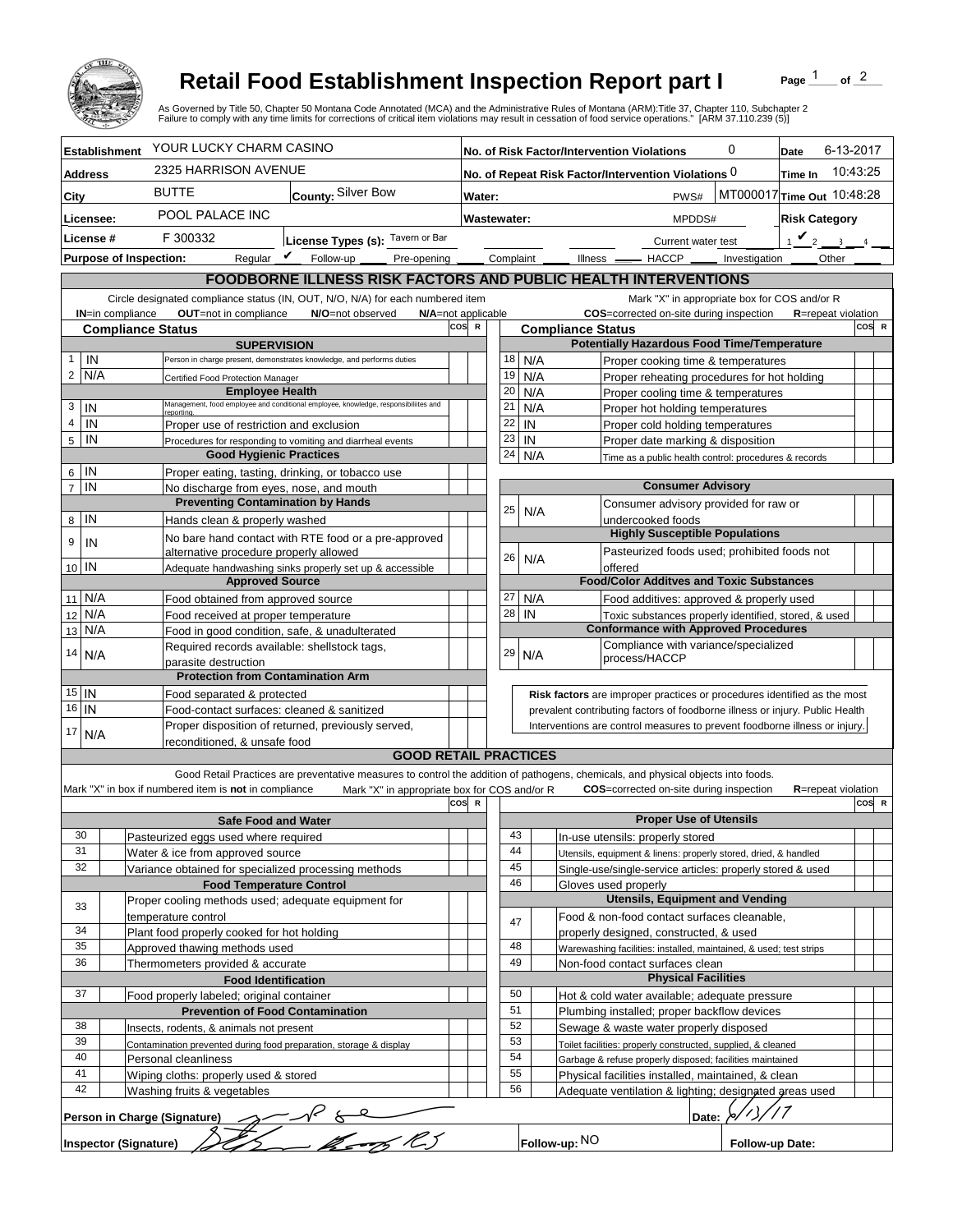# Retail Food Establishment Inspection Report part I

As Governed by Title 50, Chapter 50 Montana Code Annotated (MCA) and the Administrative Rules of Montana (ARM):Title 37, Chapter 110, Subchapter 2
Failure to comply with any time limits for corrections of critical item violations may result in cessation of food service operations." [ARM 37.110.239 (5)]

| | | | |
|---|---|---|---|
| **Establishment** YOUR LUCKY CHARM CASINO | | **No. of Risk Factor/Intervention Violations** 0 | **Date** 6-13-2017 |
| **Address** 2325 HARRISON AVENUE | | **No. of Repeat Risk Factor/Intervention Violations** 0 | **Time In** 10:43:25 |
| **City** BUTTE | **County:** Silver Bow | **Water:** PWS# MT000017 | **Time Out** 10:48:28 |
| **Licensee:** POOL PALACE INC | | **Wastewater:** MPDDS# | **Risk Category** |
| **License #** F 300332 | **License Types (s):** Tavern or Bar | Current water test | 1 ✔ 2 ___ 3 ___ 4 ___ |
| **Purpose of Inspection:** Regular ✔ Follow-up ___ Pre-opening ___ | | Complaint ___ Illness ___ HACCP ___ Investigation ___ Other ___ | |

## FOODBORNE ILLNESS RISK FACTORS AND PUBLIC HEALTH INTERVENTIONS

Circle designated compliance status (IN, OUT, N/O, N/A) for each numbered item — **IN**=in compliance **OUT**=not in compliance **N/O**=not observed **N/A**=not applicable

Mark "X" in appropriate box for COS and/or R — **COS**=corrected on-site during inspection **R**=repeat violation

| # | Compliance Status | Item | COS | R |
|---|---|---|---|---|
| | | **Supervision** | | |
| 1 | IN | Person in charge present, demonstrates knowledge, and performs duties | | |
| 2 | N/A | Certified Food Protection Manager | | |
| | | **Employee Health** | | |
| 3 | IN | Management, food employee and conditional employee, knowledge, responsibilities and reporting. | | |
| 4 | IN | Proper use of restriction and exclusion | | |
| 5 | IN | Procedures for responding to vomiting and diarrheal events | | |
| | | **Good Hygienic Practices** | | |
| 6 | IN | Proper eating, tasting, drinking, or tobacco use | | |
| 7 | IN | No discharge from eyes, nose, and mouth | | |
| | | **Preventing Contamination by Hands** | | |
| 8 | IN | Hands clean & properly washed | | |
| 9 | IN | No bare hand contact with RTE food or a pre-approved alternative procedure properly allowed | | |
| 10 | IN | Adequate handwashing sinks properly set up & accessible | | |
| | | **Approved Source** | | |
| 11 | N/A | Food obtained from approved source | | |
| 12 | N/A | Food received at proper temperature | | |
| 13 | N/A | Food in good condition, safe, & unadulterated | | |
| 14 | N/A | Required records available: shellstock tags, parasite destruction | | |
| | | **Protection from Contamination Arm** | | |
| 15 | IN | Food separated & protected | | |
| 16 | IN | Food-contact surfaces: cleaned & sanitized | | |
| 17 | N/A | Proper disposition of returned, previously served, reconditioned, & unsafe food | | |
| | | **Potentially Hazardous Food Time/Temperature** | | |
| 18 | N/A | Proper cooking time & temperatures | | |
| 19 | N/A | Proper reheating procedures for hot holding | | |
| 20 | N/A | Proper cooling time & temperatures | | |
| 21 | N/A | Proper hot holding temperatures | | |
| 22 | IN | Proper cold holding temperatures | | |
| 23 | IN | Proper date marking & disposition | | |
| 24 | N/A | Time as a public health control: procedures & records | | |
| | | **Consumer Advisory** | | |
| 25 | N/A | Consumer advisory provided for raw or undercooked foods | | |
| | | **Highly Susceptible Populations** | | |
| 26 | N/A | Pasteurized foods used; prohibited foods not offered | | |
| | | **Food/Color Additves and Toxic Substances** | | |
| 27 | N/A | Food additives: approved & properly used | | |
| 28 | IN | Toxic substances properly identified, stored, & used | | |
| | | **Conformance with Approved Procedures** | | |
| 29 | N/A | Compliance with variance/specialized process/HACCP | | |

**Risk factors** are improper practices or procedures identified as the most prevalent contributing factors of foodborne illness or injury. Public Health Interventions are control measures to prevent foodborne illness or injury.

## GOOD RETAIL PRACTICES

Good Retail Practices are preventative measures to control the addition of pathogens, chemicals, and physical objects into foods.

Mark "X" in box if numbered item is **not** in compliance — Mark "X" in appropriate box for COS and/or R — **COS**=corrected on-site during inspection **R**=repeat violation

| # | X | Item | COS | R |
|---|---|---|---|---|
| | | **Safe Food and Water** | | |
| 30 | | Pasteurized eggs used where required | | |
| 31 | | Water & ice from approved source | | |
| 32 | | Variance obtained for specialized processing methods | | |
| | | **Food Temperature Control** | | |
| 33 | | Proper cooling methods used; adequate equipment for temperature control | | |
| 34 | | Plant food properly cooked for hot holding | | |
| 35 | | Approved thawing methods used | | |
| 36 | | Thermometers provided & accurate | | |
| | | **Food Identification** | | |
| 37 | | Food properly labeled; original container | | |
| | | **Prevention of Food Contamination** | | |
| 38 | | Insects, rodents, & animals not present | | |
| 39 | | Contamination prevented during food preparation, storage & display | | |
| 40 | | Personal cleanliness | | |
| 41 | | Wiping cloths: properly used & stored | | |
| 42 | | Washing fruits & vegetables | | |
| | | **Proper Use of Utensils** | | |
| 43 | | In-use utensils: properly stored | | |
| 44 | | Utensils, equipment & linens: properly stored, dried, & handled | | |
| 45 | | Single-use/single-service articles: properly stored & used | | |
| 46 | | Gloves used properly | | |
| | | **Utensils, Equipment and Vending** | | |
| 47 | | Food & non-food contact surfaces cleanable, properly designed, constructed, & used | | |
| 48 | | Warewashing facilities: installed, maintained, & used; test strips | | |
| 49 | | Non-food contact surfaces clean | | |
| | | **Physical Facilities** | | |
| 50 | | Hot & cold water available; adequate pressure | | |
| 51 | | Plumbing installed; proper backflow devices | | |
| 52 | | Sewage & waste water properly disposed | | |
| 53 | | Toilet facilities: properly constructed, supplied, & cleaned | | |
| 54 | | Garbage & refuse properly disposed; facilities maintained | | |
| 55 | | Physical facilities installed, maintained, & clean | | |
| 56 | | Adequate ventilation & lighting; designated areas used | | |

**Person in Charge (Signature)** [signature] **Date:** 6/13/17

**Inspector (Signature)** [signature] **Follow-up:** NO **Follow-up Date:**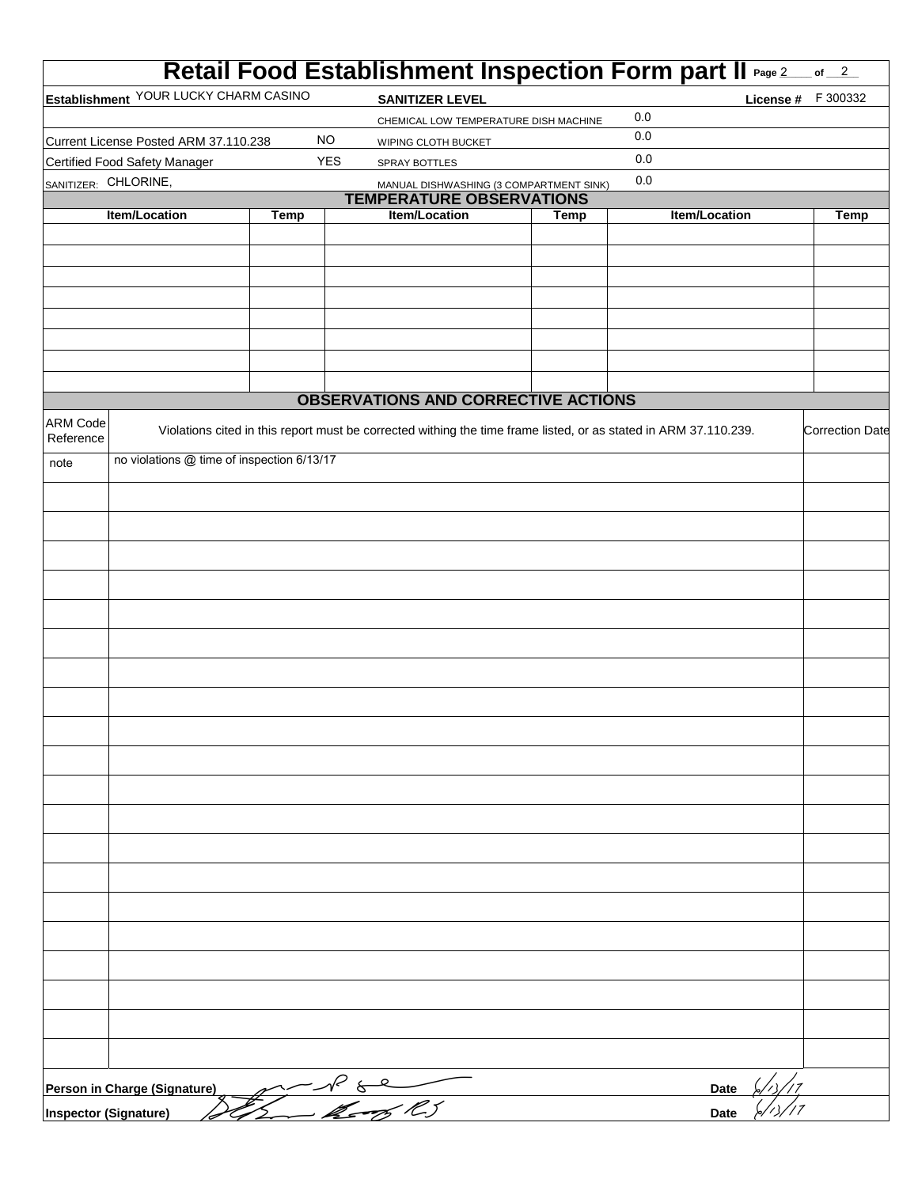# Retail Food Establishment Inspection Form part II

| | | | |
|---|---|---|---|
| **Establishment** YOUR LUCKY CHARM CASINO | | **SANITIZER LEVEL** | **License #** F 300332 |
| | | CHEMICAL LOW TEMPERATURE DISH MACHINE | 0.0 |
| Current License Posted ARM 37.110.238 | NO | WIPING CLOTH BUCKET | 0.0 |
| Certified Food Safety Manager | YES | SPRAY BOTTLES | 0.0 |
| SANITIZER: CHLORINE, | | MANUAL DISHWASHING (3 COMPARTMENT SINK) | 0.0 |

## TEMPERATURE OBSERVATIONS

| Item/Location | Temp | Item/Location | Temp | Item/Location | Temp |
|---|---|---|---|---|---|
| | | | | | |
| | | | | | |
| | | | | | |
| | | | | | |
| | | | | | |
| | | | | | |
| | | | | | |
| | | | | | |

## OBSERVATIONS AND CORRECTIVE ACTIONS

| ARM Code Reference | Violations cited in this report must be corrected withing the time frame listed, or as stated in ARM 37.110.239. | Correction Date |
|---|---|---|
| note | no violations @ time of inspection 6/13/17 | |

**Person in Charge (Signature)** [signature] **Date** 6/13/17

**Inspector (Signature)** [signature] **Date** 6/13/17